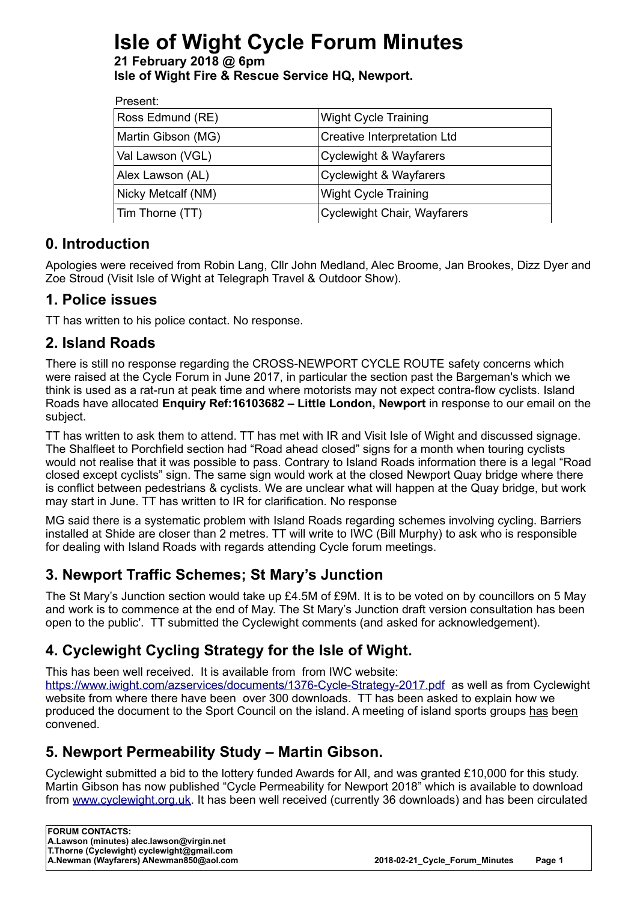# Isle of Wight Cycle Forum Minutes

**21 February 2018 @ 6pm**
**Isle of Wight Fire & Rescue Service HQ, Newport.**

| Present: | |
|---|---|
| Ross Edmund (RE) | Wight Cycle Training |
| Martin Gibson (MG) | Creative Interpretation Ltd |
| Val Lawson (VGL) | Cyclewight & Wayfarers |
| Alex Lawson (AL) | Cyclewight & Wayfarers |
| Nicky Metcalf (NM) | Wight Cycle Training |
| Tim Thorne (TT) | Cyclewight Chair, Wayfarers |

## 0. Introduction

Apologies were received from Robin Lang, Cllr John Medland, Alec Broome, Jan Brookes, Dizz Dyer and Zoe Stroud (Visit Isle of Wight at Telegraph Travel & Outdoor Show).

## 1. Police issues

TT has written to his police contact. No response.

## 2. Island Roads

There is still no response regarding the CROSS-NEWPORT CYCLE ROUTE safety concerns which were raised at the Cycle Forum in June 2017, in particular the section past the Bargeman's which we think is used as a rat-run at peak time and where motorists may not expect contra-flow cyclists. Island Roads have allocated **Enquiry Ref:16103682 – Little London, Newport** in response to our email on the subject.

TT has written to ask them to attend. TT has met with IR and Visit Isle of Wight and discussed signage. The Shalfleet to Porchfield section had "Road ahead closed" signs for a month when touring cyclists would not realise that it was possible to pass. Contrary to Island Roads information there is a legal "Road closed except cyclists" sign. The same sign would work at the closed Newport Quay bridge where there is conflict between pedestrians & cyclists. We are unclear what will happen at the Quay bridge, but work may start in June. TT has written to IR for clarification. No response

MG said there is a systematic problem with Island Roads regarding schemes involving cycling. Barriers installed at Shide are closer than 2 metres. TT will write to IWC (Bill Murphy) to ask who is responsible for dealing with Island Roads with regards attending Cycle forum meetings.

## 3. Newport Traffic Schemes; St Mary's Junction

The St Mary's Junction section would take up £4.5M of £9M. It is to be voted on by councillors on 5 May and work is to commence at the end of May. The St Mary's Junction draft version consultation has been open to the public'. TT submitted the Cyclewight comments (and asked for acknowledgement).

## 4. Cyclewight Cycling Strategy for the Isle of Wight.

This has been well received. It is available from from IWC website: https://www.iwight.com/azservices/documents/1376-Cycle-Strategy-2017.pdf as well as from Cyclewight website from where there have been over 300 downloads. TT has been asked to explain how we produced the document to the Sport Council on the island. A meeting of island sports groups has been convened.

## 5. Newport Permeability Study – Martin Gibson.

Cyclewight submitted a bid to the lottery funded Awards for All, and was granted £10,000 for this study. Martin Gibson has now published "Cycle Permeability for Newport 2018" which is available to download from www.cyclewight.org.uk. It has been well received (currently 36 downloads) and has been circulated

**FORUM CONTACTS:**
**A.Lawson (minutes) alec.lawson@virgin.net**
**T.Thorne (Cyclewight) cyclewight@gmail.com**
**A.Newman (Wayfarers) ANewman850@aol.com**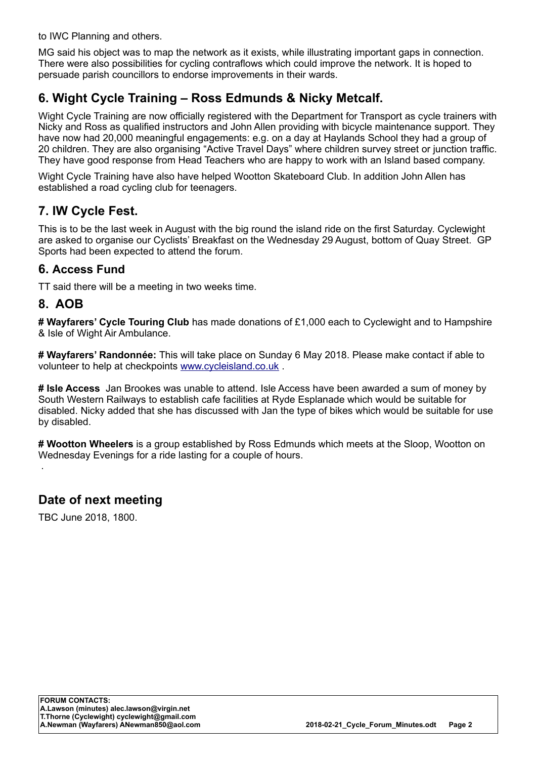to IWC Planning and others.

MG said his object was to map the network as it exists, while illustrating important gaps in connection. There were also possibilities for cycling contraflows which could improve the network. It is hoped to persuade parish councillors to endorse improvements in their wards.

## 6. Wight Cycle Training – Ross Edmunds & Nicky Metcalf.

Wight Cycle Training are now officially registered with the Department for Transport as cycle trainers with Nicky and Ross as qualified instructors and John Allen providing with bicycle maintenance support. They have now had 20,000 meaningful engagements: e.g. on a day at Haylands School they had a group of 20 children. They are also organising "Active Travel Days" where children survey street or junction traffic. They have good response from Head Teachers who are happy to work with an Island based company.

Wight Cycle Training have also have helped Wootton Skateboard Club. In addition John Allen has established a road cycling club for teenagers.

## 7. IW Cycle Fest.

This is to be the last week in August with the big round the island ride on the first Saturday. Cyclewight are asked to organise our Cyclists' Breakfast on the Wednesday 29 August, bottom of Quay Street. GP Sports had been expected to attend the forum.

## 6. Access Fund

TT said there will be a meeting in two weeks time.

## 8. AOB

**# Wayfarers' Cycle Touring Club** has made donations of £1,000 each to Cyclewight and to Hampshire & Isle of Wight Air Ambulance.

**# Wayfarers' Randonnée:** This will take place on Sunday 6 May 2018. Please make contact if able to volunteer to help at checkpoints www.cycleisland.co.uk .

**# Isle Access** Jan Brookes was unable to attend. Isle Access have been awarded a sum of money by South Western Railways to establish cafe facilities at Ryde Esplanade which would be suitable for disabled. Nicky added that she has discussed with Jan the type of bikes which would be suitable for use by disabled.

**# Wootton Wheelers** is a group established by Ross Edmunds which meets at the Sloop, Wootton on Wednesday Evenings for a ride lasting for a couple of hours.

## Date of next meeting

TBC June 2018, 1800.

**FORUM CONTACTS:**
**A.Lawson (minutes) alec.lawson@virgin.net**
**T.Thorne (Cyclewight) cyclewight@gmail.com**
**A.Newman (Wayfarers) ANewman850@aol.com**

**2018-02-21_Cycle_Forum_Minutes.odt**